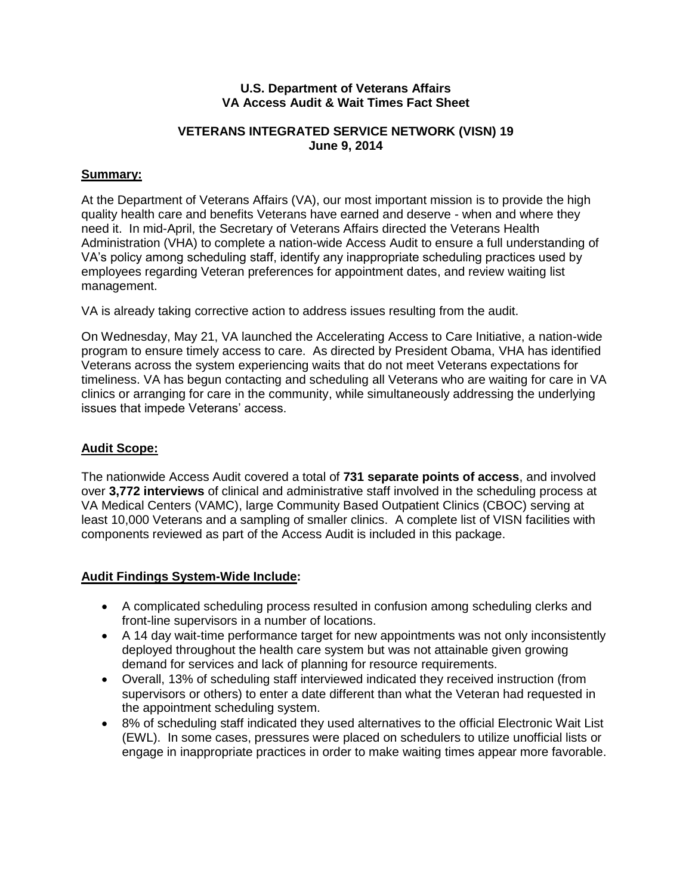**U.S. Department of Veterans Affairs**
**VA Access Audit & Wait Times Fact Sheet**

**VETERANS INTEGRATED SERVICE NETWORK (VISN) 19**
**June 9, 2014**

## Summary:

At the Department of Veterans Affairs (VA), our most important mission is to provide the high quality health care and benefits Veterans have earned and deserve - when and where they need it. In mid-April, the Secretary of Veterans Affairs directed the Veterans Health Administration (VHA) to complete a nation-wide Access Audit to ensure a full understanding of VA's policy among scheduling staff, identify any inappropriate scheduling practices used by employees regarding Veteran preferences for appointment dates, and review waiting list management.

VA is already taking corrective action to address issues resulting from the audit.

On Wednesday, May 21, VA launched the Accelerating Access to Care Initiative, a nation-wide program to ensure timely access to care. As directed by President Obama, VHA has identified Veterans across the system experiencing waits that do not meet Veterans expectations for timeliness. VA has begun contacting and scheduling all Veterans who are waiting for care in VA clinics or arranging for care in the community, while simultaneously addressing the underlying issues that impede Veterans' access.

## Audit Scope:

The nationwide Access Audit covered a total of **731 separate points of access**, and involved over **3,772 interviews** of clinical and administrative staff involved in the scheduling process at VA Medical Centers (VAMC), large Community Based Outpatient Clinics (CBOC) serving at least 10,000 Veterans and a sampling of smaller clinics. A complete list of VISN facilities with components reviewed as part of the Access Audit is included in this package.

## Audit Findings System-Wide Include:

- A complicated scheduling process resulted in confusion among scheduling clerks and front-line supervisors in a number of locations.
- A 14 day wait-time performance target for new appointments was not only inconsistently deployed throughout the health care system but was not attainable given growing demand for services and lack of planning for resource requirements.
- Overall, 13% of scheduling staff interviewed indicated they received instruction (from supervisors or others) to enter a date different than what the Veteran had requested in the appointment scheduling system.
- 8% of scheduling staff indicated they used alternatives to the official Electronic Wait List (EWL). In some cases, pressures were placed on schedulers to utilize unofficial lists or engage in inappropriate practices in order to make waiting times appear more favorable.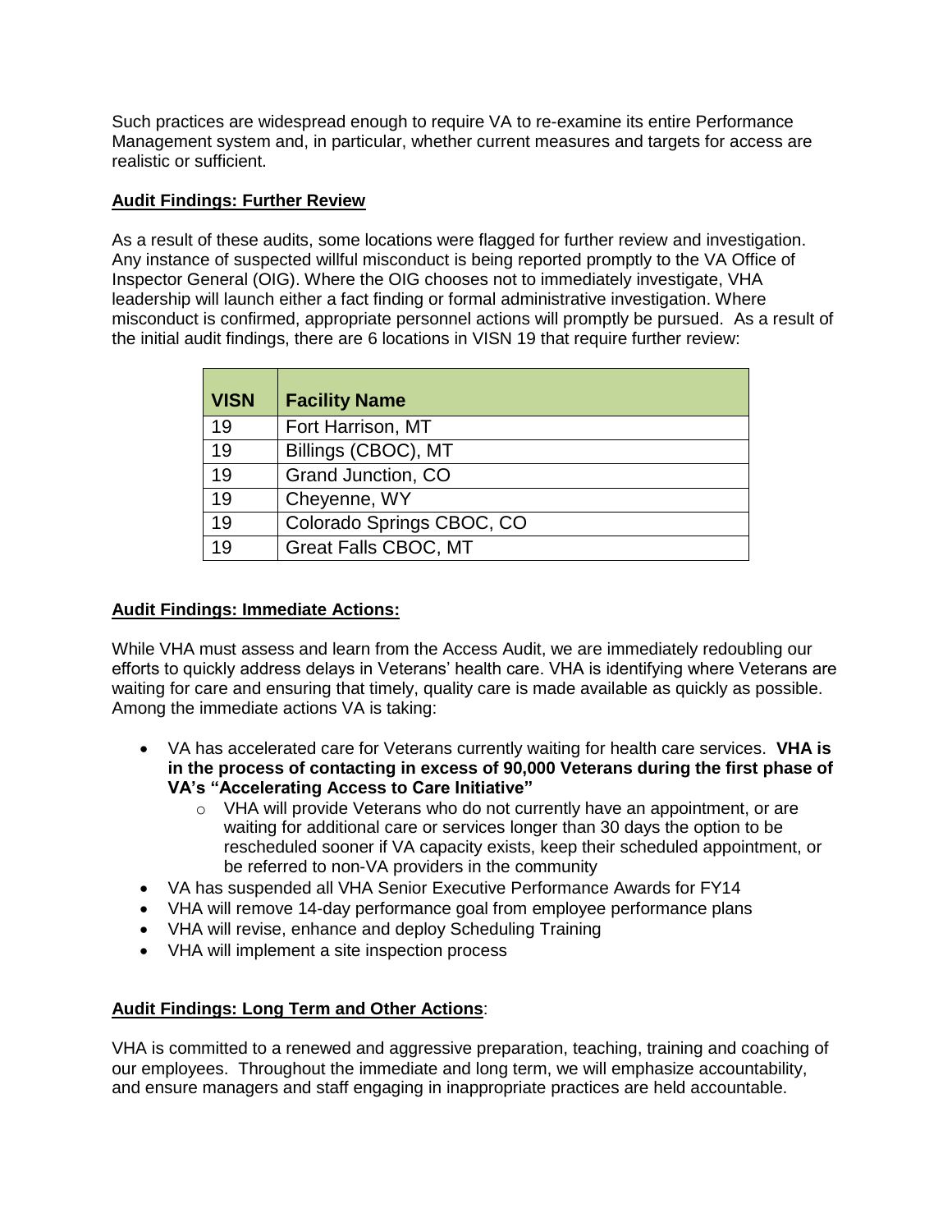Such practices are widespread enough to require VA to re-examine its entire Performance Management system and, in particular, whether current measures and targets for access are realistic or sufficient.

**Audit Findings: Further Review**

As a result of these audits, some locations were flagged for further review and investigation. Any instance of suspected willful misconduct is being reported promptly to the VA Office of Inspector General (OIG). Where the OIG chooses not to immediately investigate, VHA leadership will launch either a fact finding or formal administrative investigation. Where misconduct is confirmed, appropriate personnel actions will promptly be pursued. As a result of the initial audit findings, there are 6 locations in VISN 19 that require further review:

| VISN | Facility Name |
|---|---|
| 19 | Fort Harrison, MT |
| 19 | Billings (CBOC), MT |
| 19 | Grand Junction, CO |
| 19 | Cheyenne, WY |
| 19 | Colorado Springs CBOC, CO |
| 19 | Great Falls CBOC, MT |

**Audit Findings: Immediate Actions:**

While VHA must assess and learn from the Access Audit, we are immediately redoubling our efforts to quickly address delays in Veterans' health care. VHA is identifying where Veterans are waiting for care and ensuring that timely, quality care is made available as quickly as possible. Among the immediate actions VA is taking:

- VA has accelerated care for Veterans currently waiting for health care services. **VHA is in the process of contacting in excess of 90,000 Veterans during the first phase of VA's "Accelerating Access to Care Initiative"**
    - VHA will provide Veterans who do not currently have an appointment, or are waiting for additional care or services longer than 30 days the option to be rescheduled sooner if VA capacity exists, keep their scheduled appointment, or be referred to non-VA providers in the community
- VA has suspended all VHA Senior Executive Performance Awards for FY14
- VHA will remove 14-day performance goal from employee performance plans
- VHA will revise, enhance and deploy Scheduling Training
- VHA will implement a site inspection process

**Audit Findings: Long Term and Other Actions**:

VHA is committed to a renewed and aggressive preparation, teaching, training and coaching of our employees. Throughout the immediate and long term, we will emphasize accountability, and ensure managers and staff engaging in inappropriate practices are held accountable.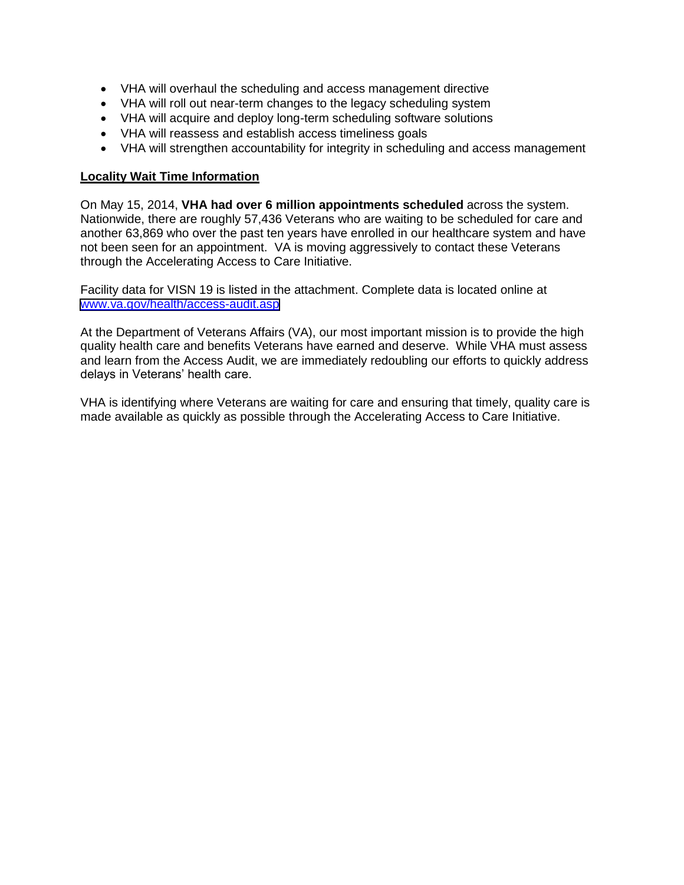- VHA will overhaul the scheduling and access management directive
- VHA will roll out near-term changes to the legacy scheduling system
- VHA will acquire and deploy long-term scheduling software solutions
- VHA will reassess and establish access timeliness goals
- VHA will strengthen accountability for integrity in scheduling and access management

**Locality Wait Time Information**

On May 15, 2014, **VHA had over 6 million appointments scheduled** across the system. Nationwide, there are roughly 57,436 Veterans who are waiting to be scheduled for care and another 63,869 who over the past ten years have enrolled in our healthcare system and have not been seen for an appointment. VA is moving aggressively to contact these Veterans through the Accelerating Access to Care Initiative.

Facility data for VISN 19 is listed in the attachment. Complete data is located online at [www.va.gov/health/access-audit.asp](www.va.gov/health/access-audit.asp)

At the Department of Veterans Affairs (VA), our most important mission is to provide the high quality health care and benefits Veterans have earned and deserve. While VHA must assess and learn from the Access Audit, we are immediately redoubling our efforts to quickly address delays in Veterans' health care.

VHA is identifying where Veterans are waiting for care and ensuring that timely, quality care is made available as quickly as possible through the Accelerating Access to Care Initiative.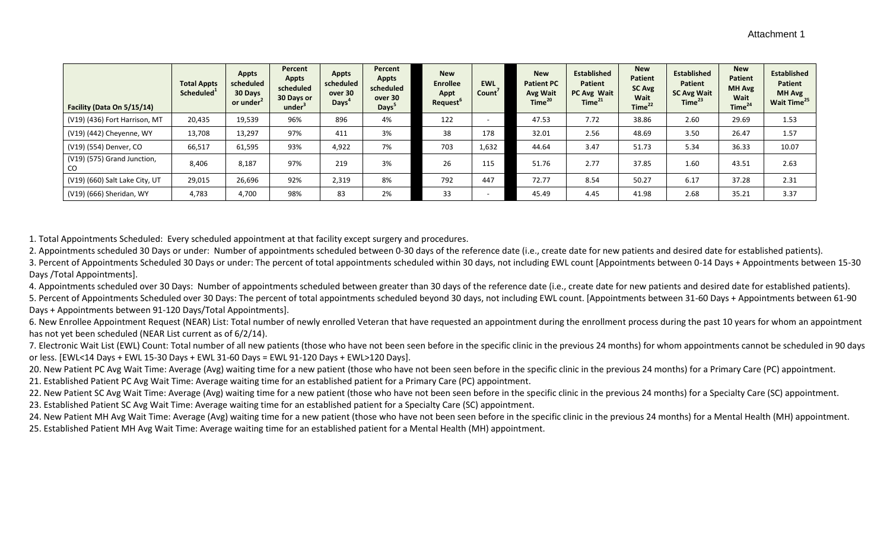Attachment 1

| Facility (Data On 5/15/14) | Total Appts Scheduled[1] | Appts scheduled 30 Days or under[2] | Percent Appts scheduled 30 Days or under[3] | Appts scheduled over 30 Days[4] | Percent Appts scheduled over 30 Days[5] | New Enrollee Appt Request[6] | EWL Count[7] | New Patient PC Avg Wait Time[20] | Established Patient PC Avg Wait Time[21] | New Patient SC Avg Wait Time[22] | Established Patient SC Avg Wait Time[23] | New Patient MH Avg Wait Time[24] | Established Patient MH Avg Wait Time[25] |
|---|---|---|---|---|---|---|---|---|---|---|---|---|---|
| (V19) (436) Fort Harrison, MT | 20,435 | 19,539 | 96% | 896 | 4% | 122 | - | 47.53 | 7.72 | 38.86 | 2.60 | 29.69 | 1.53 |
| (V19) (442) Cheyenne, WY | 13,708 | 13,297 | 97% | 411 | 3% | 38 | 178 | 32.01 | 2.56 | 48.69 | 3.50 | 26.47 | 1.57 |
| (V19) (554) Denver, CO | 66,517 | 61,595 | 93% | 4,922 | 7% | 703 | 1,632 | 44.64 | 3.47 | 51.73 | 5.34 | 36.33 | 10.07 |
| (V19) (575) Grand Junction, CO | 8,406 | 8,187 | 97% | 219 | 3% | 26 | 115 | 51.76 | 2.77 | 37.85 | 1.60 | 43.51 | 2.63 |
| (V19) (660) Salt Lake City, UT | 29,015 | 26,696 | 92% | 2,319 | 8% | 792 | 447 | 72.77 | 8.54 | 50.27 | 6.17 | 37.28 | 2.31 |
| (V19) (666) Sheridan, WY | 4,783 | 4,700 | 98% | 83 | 2% | 33 | - | 45.49 | 4.45 | 41.98 | 2.68 | 35.21 | 3.37 |

1. Total Appointments Scheduled: Every scheduled appointment at that facility except surgery and procedures.
2. Appointments scheduled 30 Days or under: Number of appointments scheduled between 0-30 days of the reference date (i.e., create date for new patients and desired date for established patients).
3. Percent of Appointments Scheduled 30 Days or under: The percent of total appointments scheduled within 30 days, not including EWL count [Appointments between 0-14 Days + Appointments between 15-30 Days /Total Appointments].
4. Appointments scheduled over 30 Days: Number of appointments scheduled between greater than 30 days of the reference date (i.e., create date for new patients and desired date for established patients).
5. Percent of Appointments Scheduled over 30 Days: The percent of total appointments scheduled beyond 30 days, not including EWL count. [Appointments between 31-60 Days + Appointments between 61-90 Days + Appointments between 91-120 Days/Total Appointments].
6. New Enrollee Appointment Request (NEAR) List: Total number of newly enrolled Veteran that have requested an appointment during the enrollment process during the past 10 years for whom an appointment has not yet been scheduled (NEAR List current as of 6/2/14).
7. Electronic Wait List (EWL) Count: Total number of all new patients (those who have not been seen before in the specific clinic in the previous 24 months) for whom appointments cannot be scheduled in 90 days or less. [EWL<14 Days + EWL 15-30 Days + EWL 31-60 Days = EWL 91-120 Days + EWL>120 Days].
20. New Patient PC Avg Wait Time: Average (Avg) waiting time for a new patient (those who have not been seen before in the specific clinic in the previous 24 months) for a Primary Care (PC) appointment.
21. Established Patient PC Avg Wait Time: Average waiting time for an established patient for a Primary Care (PC) appointment.
22. New Patient SC Avg Wait Time: Average (Avg) waiting time for a new patient (those who have not been seen before in the specific clinic in the previous 24 months) for a Specialty Care (SC) appointment.
23. Established Patient SC Avg Wait Time: Average waiting time for an established patient for a Specialty Care (SC) appointment.
24. New Patient MH Avg Wait Time: Average (Avg) waiting time for a new patient (those who have not been seen before in the specific clinic in the previous 24 months) for a Mental Health (MH) appointment.
25. Established Patient MH Avg Wait Time: Average waiting time for an established patient for a Mental Health (MH) appointment.